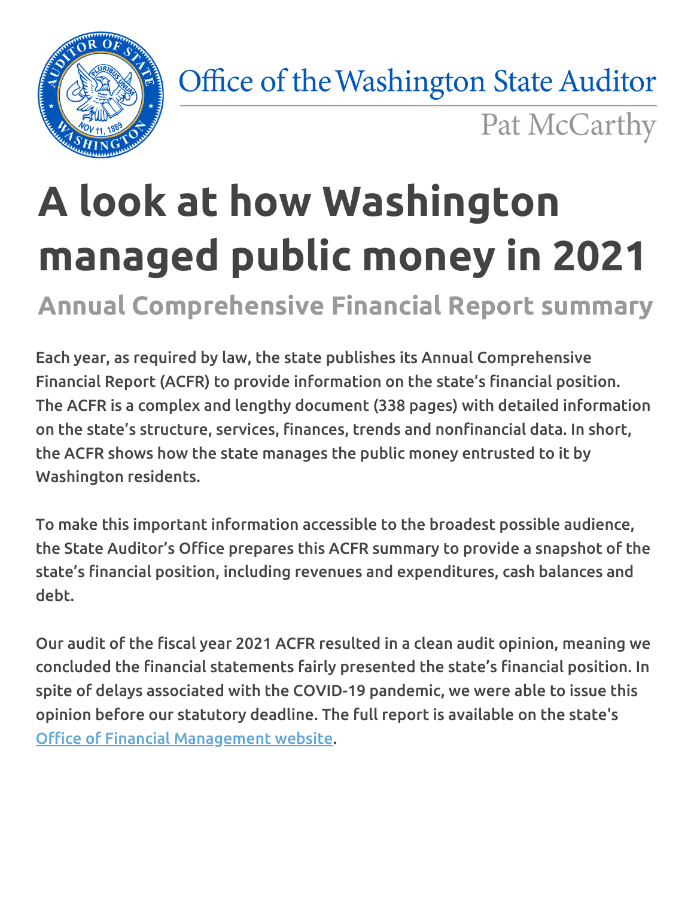Office of the Washington State Auditor

Pat McCarthy

# A look at how Washington managed public money in 2021

## Annual Comprehensive Financial Report summary

Each year, as required by law, the state publishes its Annual Comprehensive Financial Report (ACFR) to provide information on the state's financial position. The ACFR is a complex and lengthy document (338 pages) with detailed information on the state's structure, services, finances, trends and nonfinancial data. In short, the ACFR shows how the state manages the public money entrusted to it by Washington residents.

To make this important information accessible to the broadest possible audience, the State Auditor's Office prepares this ACFR summary to provide a snapshot of the state's financial position, including revenues and expenditures, cash balances and debt.

Our audit of the fiscal year 2021 ACFR resulted in a clean audit opinion, meaning we concluded the financial statements fairly presented the state's financial position. In spite of delays associated with the COVID-19 pandemic, we were able to issue this opinion before our statutory deadline. The full report is available on the state's Office of Financial Management website.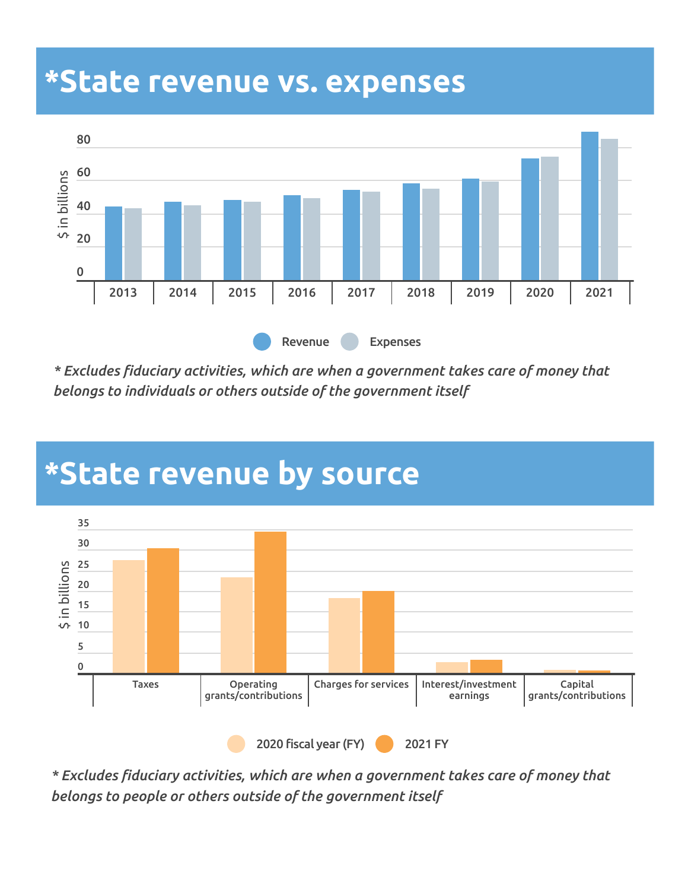# *State revenue vs. expenses

*\* Excludes fiduciary activities, which are when a government takes care of money that belongs to individuals or others outside of the government itself*

# *State revenue by source

*\* Excludes fiduciary activities, which are when a government takes care of money that belongs to people or others outside of the government itself*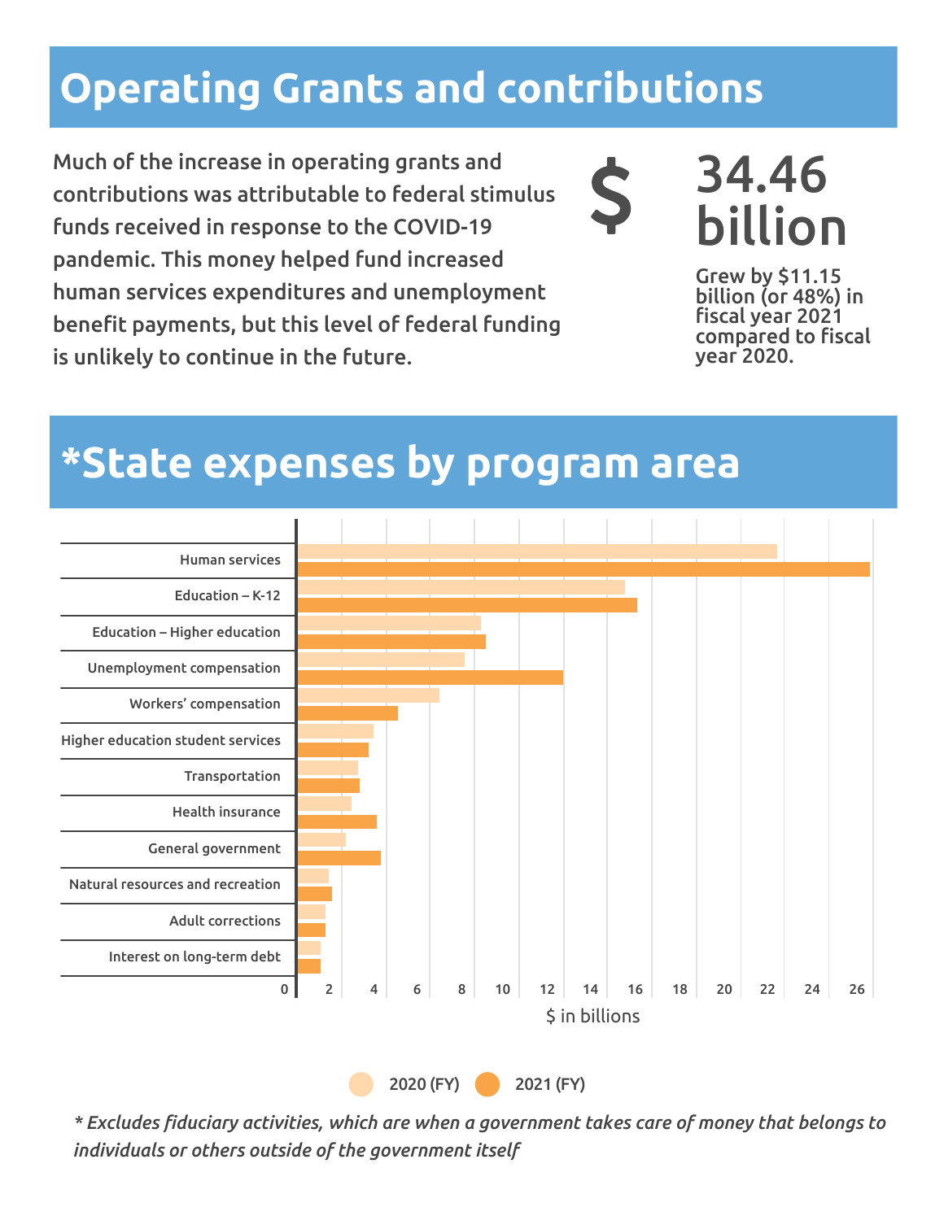# Operating Grants and contributions

Much of the increase in operating grants and contributions was attributable to federal stimulus funds received in response to the COVID-19 pandemic. This money helped fund increased human services expenditures and unemployment benefit payments, but this level of federal funding is unlikely to continue in the future.

## $ 34.46 billion

Grew by $11.15 billion (or 48%) in fiscal year 2021 compared to fiscal year 2020.

# *State expenses by program area

Program areas (2020 (FY) and 2021 (FY), $ in billions):

- Human services
- Education – K-12
- Education – Higher education
- Unemployment compensation
- Workers' compensation
- Higher education student services
- Transportation
- Health insurance
- General government
- Natural resources and recreation
- Adult corrections
- Interest on long-term debt

$ in billions: 0, 2, 4, 6, 8, 10, 12, 14, 16, 18, 20, 22, 24, 26

*\* Excludes fiduciary activities, which are when a government takes care of money that belongs to individuals or others outside of the government itself*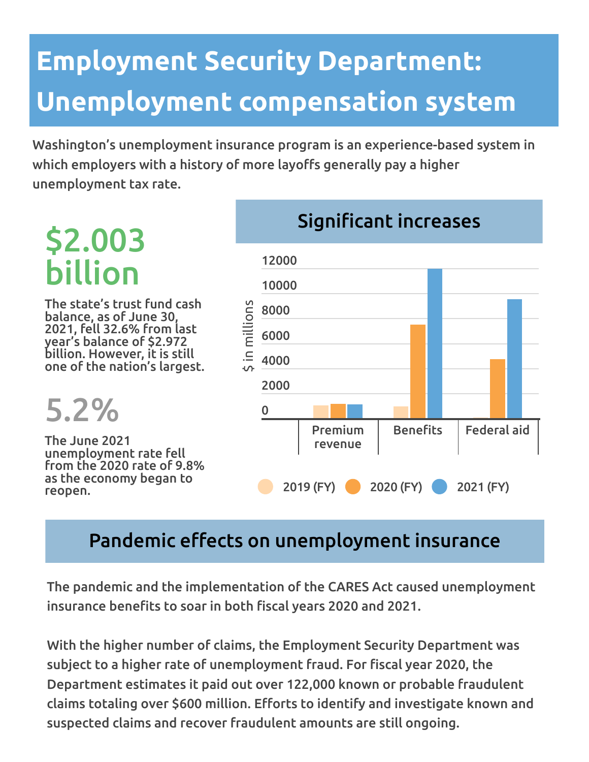# Employment Security Department: Unemployment compensation system

Washington's unemployment insurance program is an experience-based system in which employers with a history of more layoffs generally pay a higher unemployment tax rate.

**$2.003 billion**

The state's trust fund cash balance, as of June 30, 2021, fell 32.6% from last year's balance of $2.972 billion. However, it is still one of the nation's largest.

**5.2%**

The June 2021 unemployment rate fell from the 2020 rate of 9.8% as the economy began to reopen.

## Significant increases

$ in millions

Premium revenue | Benefits | Federal aid

2019 (FY) | 2020 (FY) | 2021 (FY)

## Pandemic effects on unemployment insurance

The pandemic and the implementation of the CARES Act caused unemployment insurance benefits to soar in both fiscal years 2020 and 2021.

With the higher number of claims, the Employment Security Department was subject to a higher rate of unemployment fraud. For fiscal year 2020, the Department estimates it paid out over 122,000 known or probable fraudulent claims totaling over $600 million. Efforts to identify and investigate known and suspected claims and recover fraudulent amounts are still ongoing.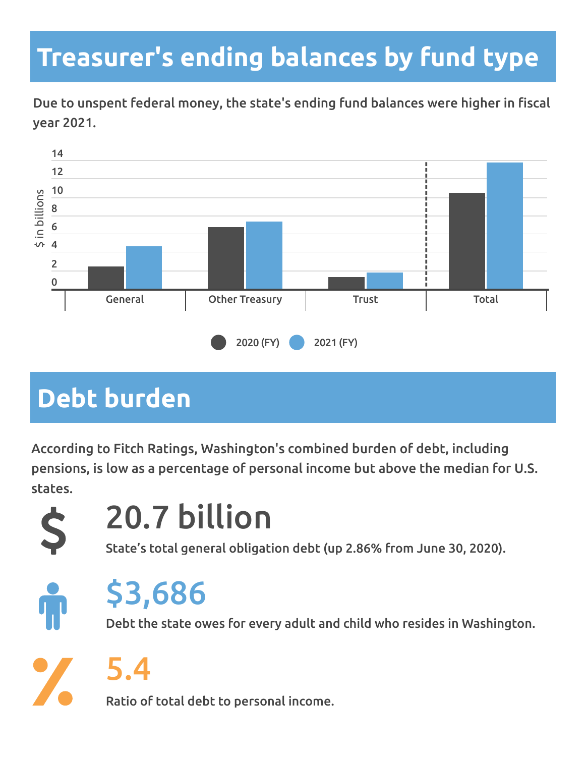## Treasurer's ending balances by fund type

Due to unspent federal money, the state's ending fund balances were higher in fiscal year 2021.

$ in billions

| | 2020 (FY) | 2021 (FY) |
|---|---|---|
| General | | |
| Other Treasury | | |
| Trust | | |
| Total | | |

## Debt burden

According to Fitch Ratings, Washington's combined burden of debt, including pensions, is low as a percentage of personal income but above the median for U.S. states.

**20.7 billion**

State's total general obligation debt (up 2.86% from June 30, 2020).

**$3,686**

Debt the state owes for every adult and child who resides in Washington.

**5.4**

Ratio of total debt to personal income.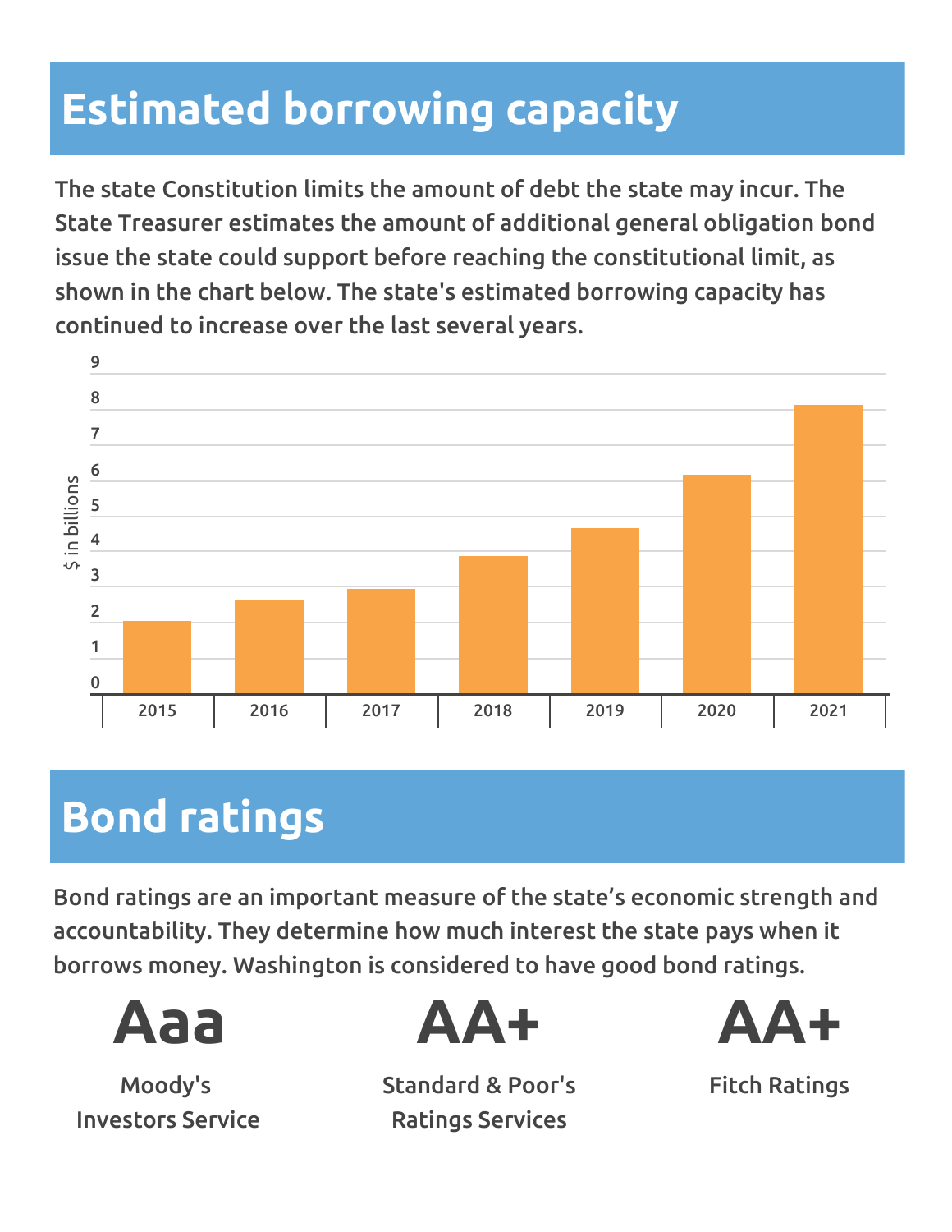# Estimated borrowing capacity

The state Constitution limits the amount of debt the state may incur. The State Treasurer estimates the amount of additional general obligation bond issue the state could support before reaching the constitutional limit, as shown in the chart below. The state's estimated borrowing capacity has continued to increase over the last several years.

| Year | $ in billions (approx.) |
|---|---|
| 2015 | 2.0 |
| 2016 | 2.6 |
| 2017 | 2.9 |
| 2018 | 3.8 |
| 2019 | 4.6 |
| 2020 | 6.2 |
| 2021 | 8.1 |

# Bond ratings

Bond ratings are an important measure of the state's economic strength and accountability. They determine how much interest the state pays when it borrows money. Washington is considered to have good bond ratings.

| Rating | Agency |
|---|---|
| **Aaa** | Moody's Investors Service |
| **AA+** | Standard & Poor's Ratings Services |
| **AA+** | Fitch Ratings |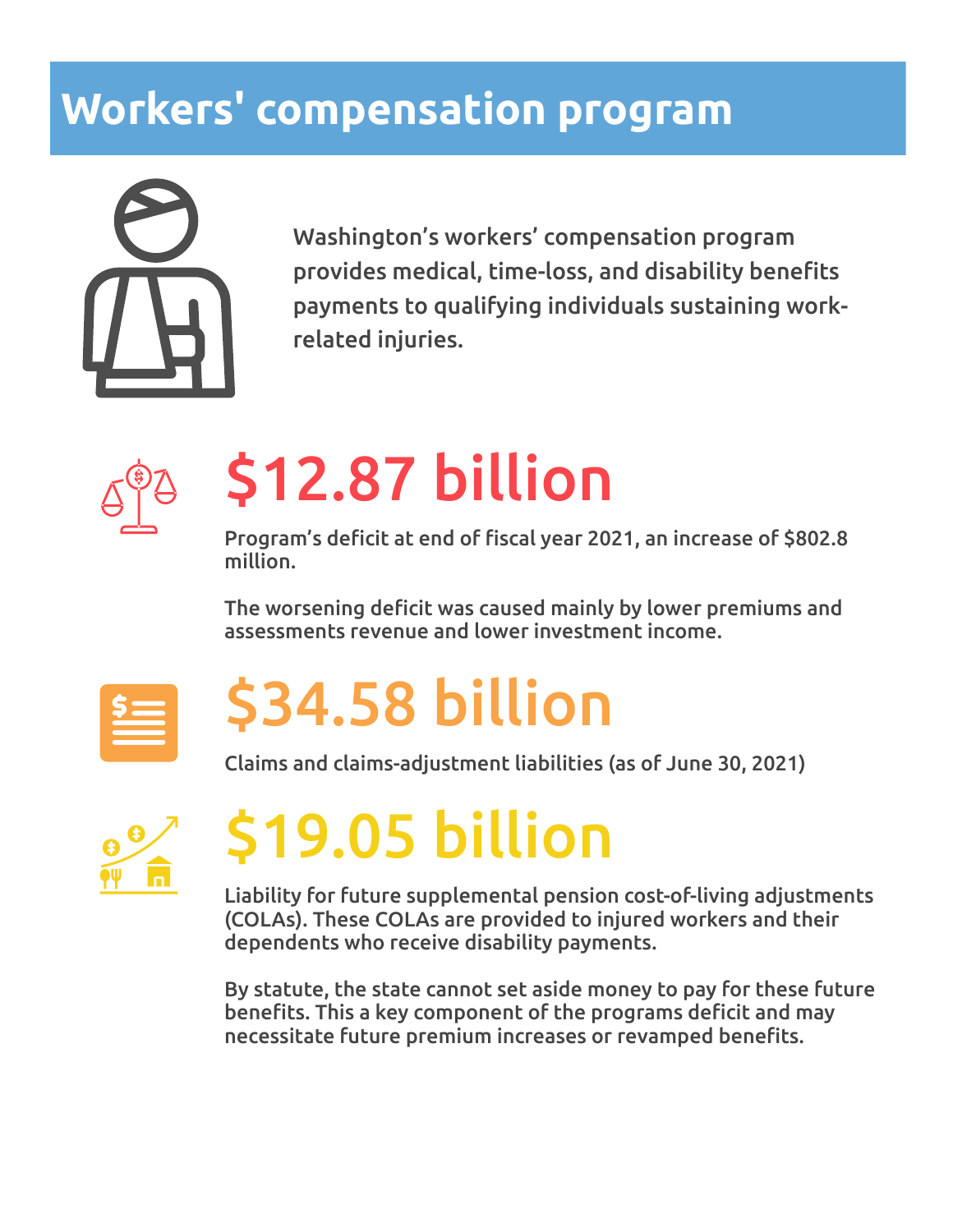# Workers' compensation program

Washington's workers' compensation program provides medical, time-loss, and disability benefits payments to qualifying individuals sustaining work-related injuries.

## $12.87 billion

Program's deficit at end of fiscal year 2021, an increase of $802.8 million.

The worsening deficit was caused mainly by lower premiums and assessments revenue and lower investment income.

## $34.58 billion

Claims and claims-adjustment liabilities (as of June 30, 2021)

## $19.05 billion

Liability for future supplemental pension cost-of-living adjustments (COLAs). These COLAs are provided to injured workers and their dependents who receive disability payments.

By statute, the state cannot set aside money to pay for these future benefits. This a key component of the programs deficit and may necessitate future premium increases or revamped benefits.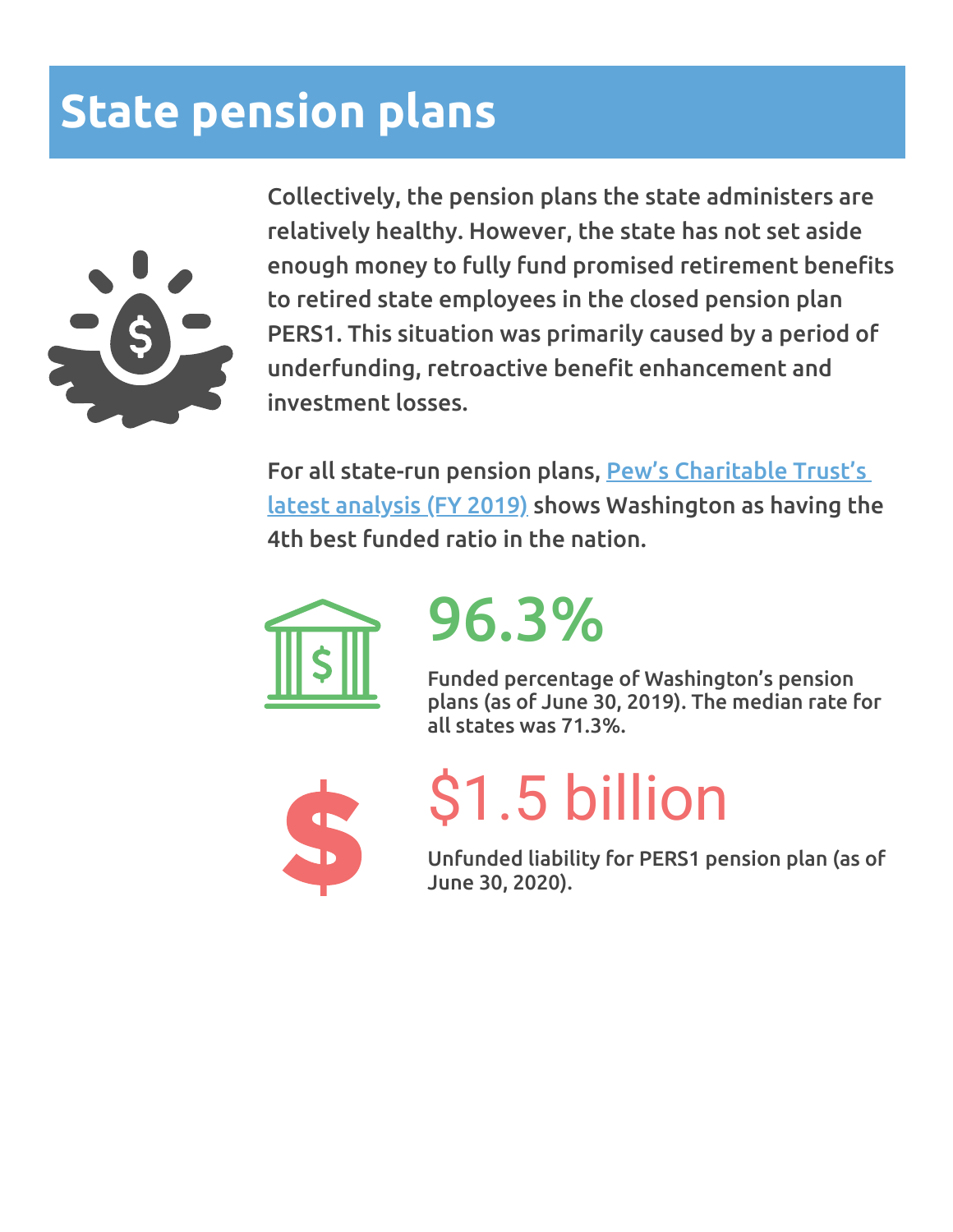# State pension plans

Collectively, the pension plans the state administers are relatively healthy. However, the state has not set aside enough money to fully fund promised retirement benefits to retired state employees in the closed pension plan PERS1. This situation was primarily caused by a period of underfunding, retroactive benefit enhancement and investment losses.

For all state-run pension plans, [Pew's Charitable Trust's latest analysis (FY 2019)]() shows Washington as having the 4th best funded ratio in the nation.

## 96.3%

Funded percentage of Washington's pension plans (as of June 30, 2019). The median rate for all states was 71.3%.

## $1.5 billion

Unfunded liability for PERS1 pension plan (as of June 30, 2020).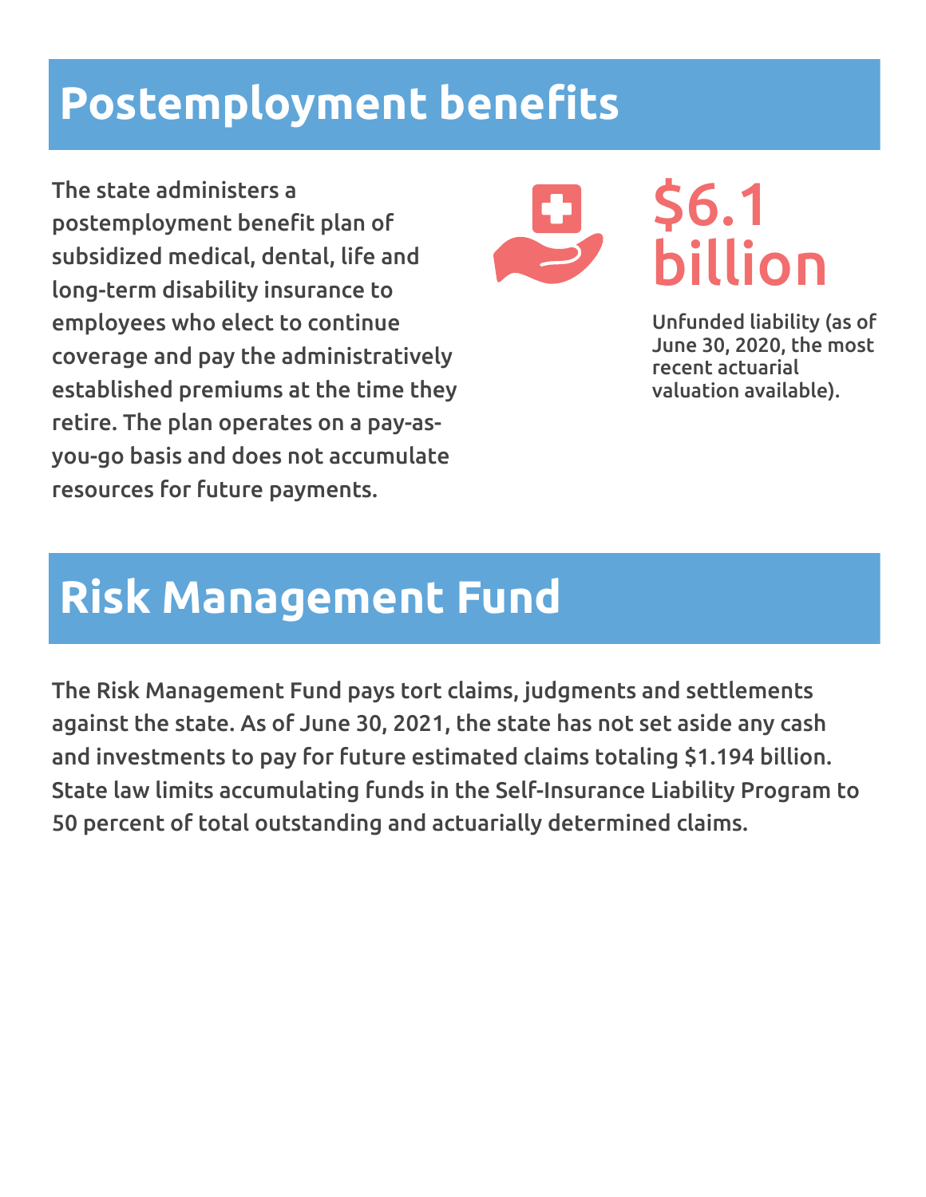# Postemployment benefits

The state administers a postemployment benefit plan of subsidized medical, dental, life and long-term disability insurance to employees who elect to continue coverage and pay the administratively established premiums at the time they retire. The plan operates on a pay-as-you-go basis and does not accumulate resources for future payments.

**$6.1 billion**

Unfunded liability (as of June 30, 2020, the most recent actuarial valuation available).

# Risk Management Fund

The Risk Management Fund pays tort claims, judgments and settlements against the state. As of June 30, 2021, the state has not set aside any cash and investments to pay for future estimated claims totaling $1.194 billion. State law limits accumulating funds in the Self-Insurance Liability Program to 50 percent of total outstanding and actuarially determined claims.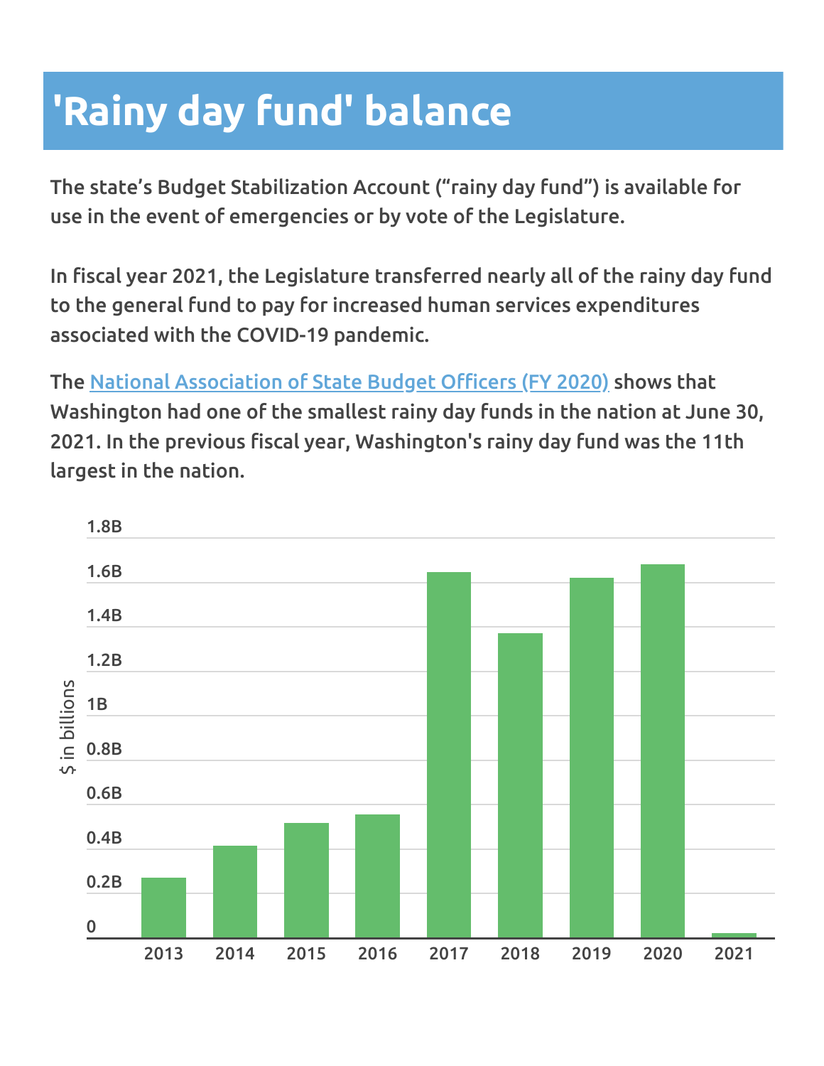# 'Rainy day fund' balance

The state's Budget Stabilization Account ("rainy day fund") is available for use in the event of emergencies or by vote of the Legislature.

In fiscal year 2021, the Legislature transferred nearly all of the rainy day fund to the general fund to pay for increased human services expenditures associated with the COVID-19 pandemic.

The [National Association of State Budget Officers (FY 2020)]() shows that Washington had one of the smallest rainy day funds in the nation at June 30, 2021. In the previous fiscal year, Washington's rainy day fund was the 11th largest in the nation.

$ in billions

1.8B
1.6B
1.4B
1.2B
1B
0.8B
0.6B
0.4B
0.2B
0

2013
2014
2015
2016
2017
2018
2019
2020
2021